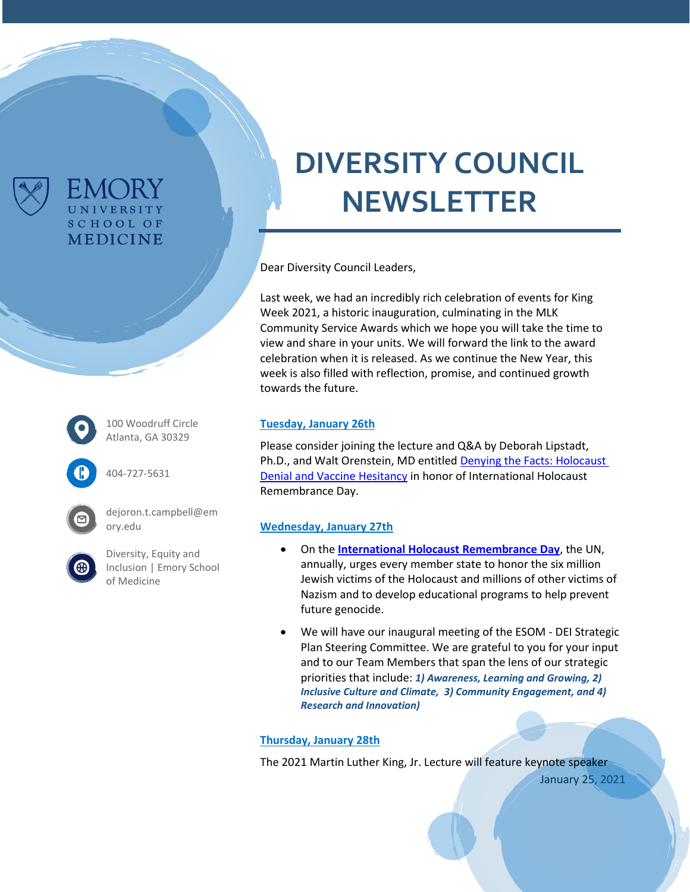EMORY UNIVERSITY SCHOOL OF MEDICINE

# DIVERSITY COUNCIL NEWSLETTER

100 Woodruff Circle
Atlanta, GA 30329

404-727-5631

dejoron.t.campbell@emory.edu

Diversity, Equity and Inclusion | Emory School of Medicine

Dear Diversity Council Leaders,

Last week, we had an incredibly rich celebration of events for King Week 2021, a historic inauguration, culminating in the MLK Community Service Awards which we hope you will take the time to view and share in your units. We will forward the link to the award celebration when it is released. As we continue the New Year, this week is also filled with reflection, promise, and continued growth towards the future.

## Tuesday, January 26th

Please consider joining the lecture and Q&A by Deborah Lipstadt, Ph.D., and Walt Orenstein, MD entitled Denying the Facts: Holocaust Denial and Vaccine Hesitancy in honor of International Holocaust Remembrance Day.

## Wednesday, January 27th

- On the **International Holocaust Remembrance Day**, the UN, annually, urges every member state to honor the six million Jewish victims of the Holocaust and millions of other victims of Nazism and to develop educational programs to help prevent future genocide.
- We will have our inaugural meeting of the ESOM - DEI Strategic Plan Steering Committee. We are grateful to you for your input and to our Team Members that span the lens of our strategic priorities that include: ***1) Awareness, Learning and Growing, 2) Inclusive Culture and Climate, 3) Community Engagement, and 4) Research and Innovation)***

## Thursday, January 28th

The 2021 Martin Luther King, Jr. Lecture will feature keynote speaker

January 25, 2021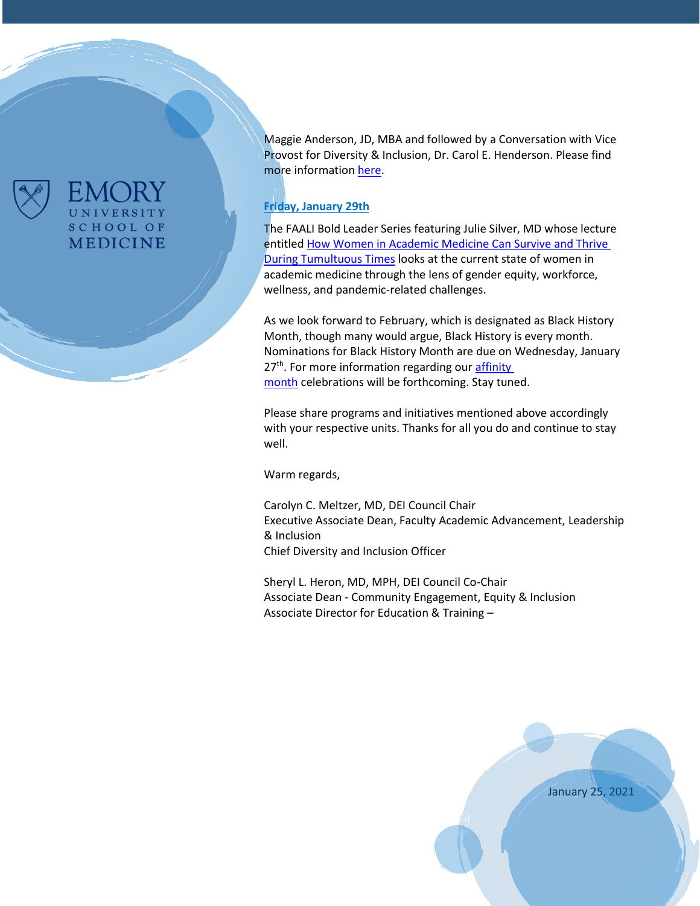Maggie Anderson, JD, MBA and followed by a Conversation with Vice Provost for Diversity & Inclusion, Dr. Carol E. Henderson. Please find more information here.

**Friday, January 29th**

The FAALI Bold Leader Series featuring Julie Silver, MD whose lecture entitled How Women in Academic Medicine Can Survive and Thrive During Tumultuous Times looks at the current state of women in academic medicine through the lens of gender equity, workforce, wellness, and pandemic-related challenges.

As we look forward to February, which is designated as Black History Month, though many would argue, Black History is every month. Nominations for Black History Month are due on Wednesday, January 27th. For more information regarding our affinity month celebrations will be forthcoming. Stay tuned.

Please share programs and initiatives mentioned above accordingly with your respective units. Thanks for all you do and continue to stay well.

Warm regards,

Carolyn C. Meltzer, MD, DEI Council Chair
Executive Associate Dean, Faculty Academic Advancement, Leadership & Inclusion
Chief Diversity and Inclusion Officer

Sheryl L. Heron, MD, MPH, DEI Council Co-Chair
Associate Dean - Community Engagement, Equity & Inclusion
Associate Director for Education & Training –

January 25, 2021